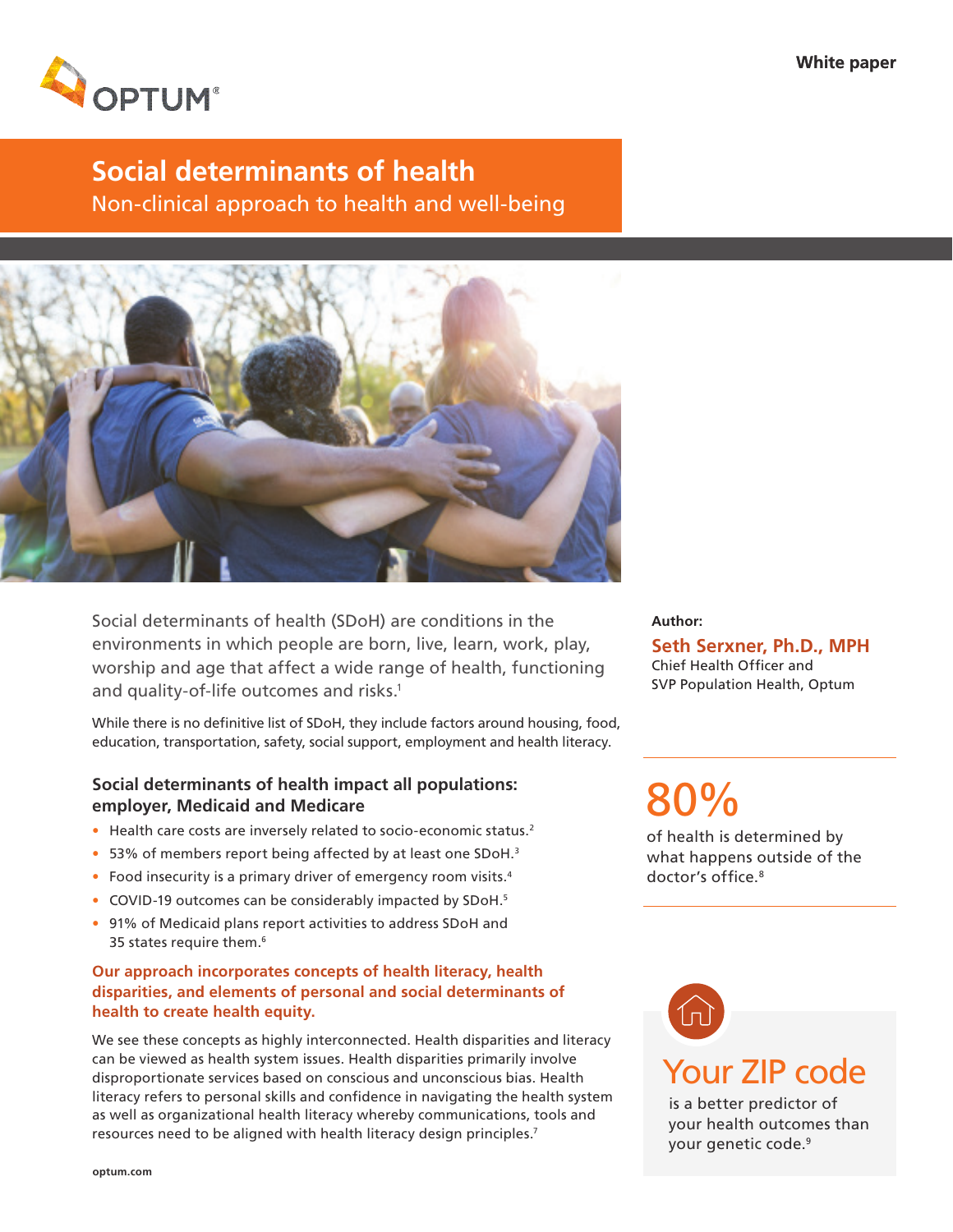White paper

# Social determinants of health

## Non-clinical approach to health and well-being

Social determinants of health (SDoH) are conditions in the environments in which people are born, live, learn, work, play, worship and age that affect a wide range of health, functioning and quality-of-life outcomes and risks.[1]

While there is no definitive list of SDoH, they include factors around housing, food, education, transportation, safety, social support, employment and health literacy.

### Social determinants of health impact all populations: employer, Medicaid and Medicare

- Health care costs are inversely related to socio-economic status.[2]
- 53% of members report being affected by at least one SDoH.[3]
- Food insecurity is a primary driver of emergency room visits.[4]
- COVID-19 outcomes can be considerably impacted by SDoH.[5]
- 91% of Medicaid plans report activities to address SDoH and 35 states require them.[6]

**Our approach incorporates concepts of health literacy, health disparities, and elements of personal and social determinants of health to create health equity.**

We see these concepts as highly interconnected. Health disparities and literacy can be viewed as health system issues. Health disparities primarily involve disproportionate services based on conscious and unconscious bias. Health literacy refers to personal skills and confidence in navigating the health system as well as organizational health literacy whereby communications, tools and resources need to be aligned with health literacy design principles.[7]

**Author:**

**Seth Serxner, Ph.D., MPH**
Chief Health Officer and
SVP Population Health, Optum

**80%**

of health is determined by what happens outside of the doctor's office.[8]

**Your ZIP code**

is a better predictor of your health outcomes than your genetic code.[9]

optum.com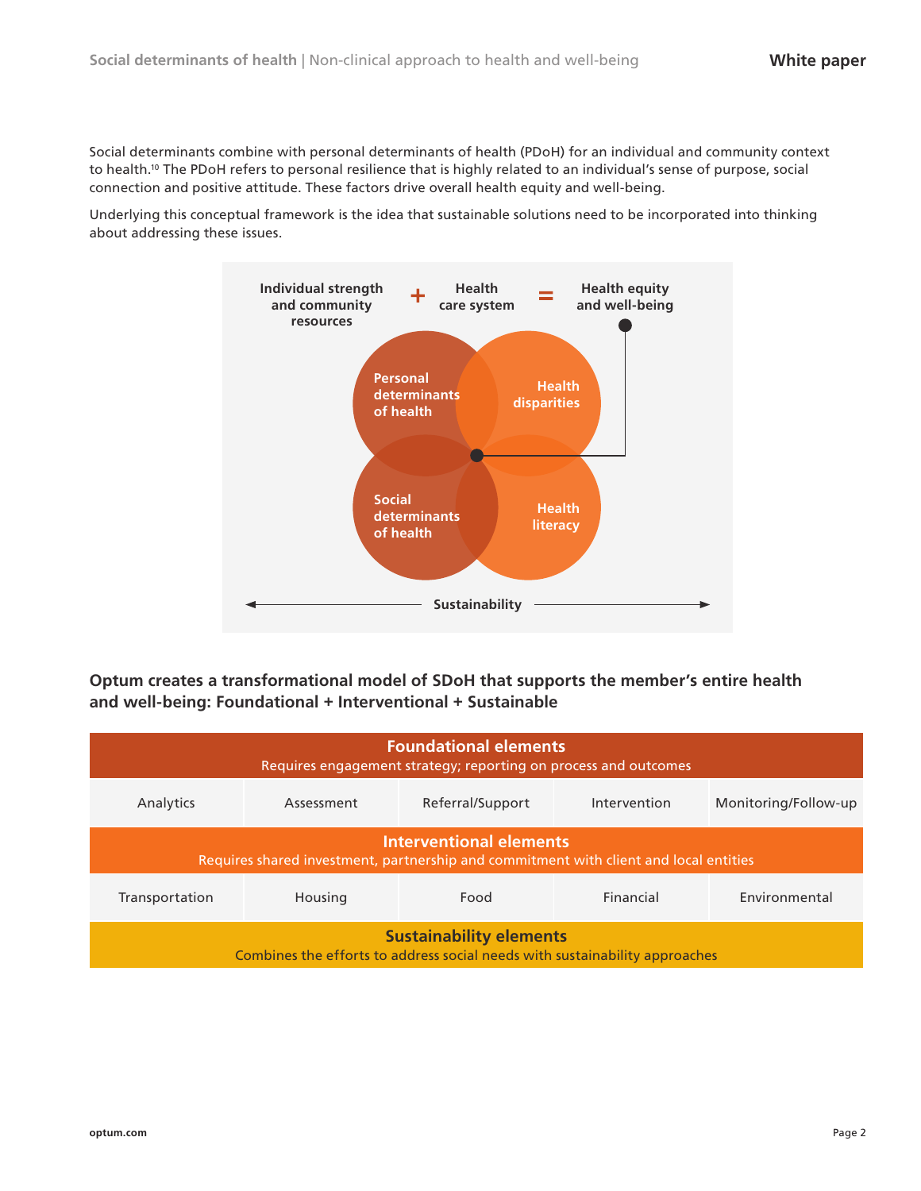Social determinants combine with personal determinants of health (PDoH) for an individual and community context to health.[10] The PDoH refers to personal resilience that is highly related to an individual's sense of purpose, social connection and positive attitude. These factors drive overall health equity and well-being.

Underlying this conceptual framework is the idea that sustainable solutions need to be incorporated into thinking about addressing these issues.

Individual strength and community resources + Health care system = Health equity and well-being

Personal determinants of health | Health disparities | Social determinants of health | Health literacy

Sustainability

**Optum creates a transformational model of SDoH that supports the member's entire health and well-being: Foundational + Interventional + Sustainable**

| **Foundational elements**<br>Requires engagement strategy; reporting on process and outcomes | | | | |
|---|---|---|---|---|
| Analytics | Assessment | Referral/Support | Intervention | Monitoring/Follow-up |
| **Interventional elements**<br>Requires shared investment, partnership and commitment with client and local entities | | | | |
| Transportation | Housing | Food | Financial | Environmental |
| **Sustainability elements**<br>Combines the efforts to address social needs with sustainability approaches | | | | |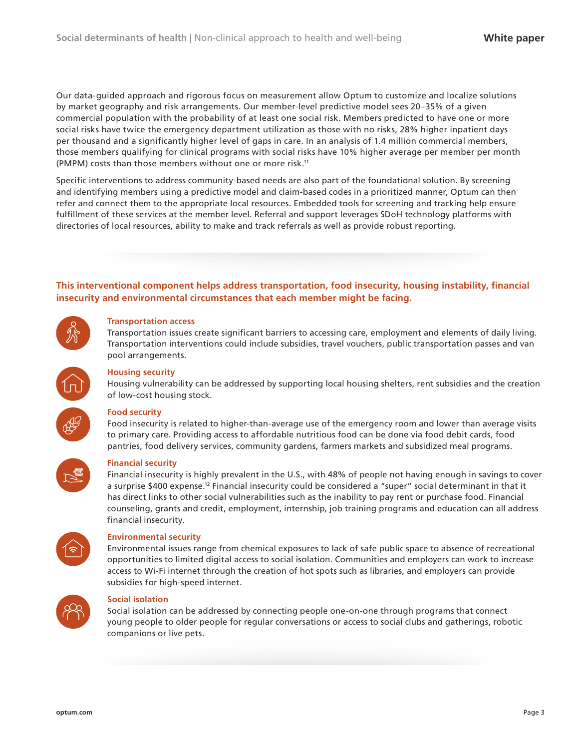Our data-guided approach and rigorous focus on measurement allow Optum to customize and localize solutions by market geography and risk arrangements. Our member-level predictive model sees 20–35% of a given commercial population with the probability of at least one social risk. Members predicted to have one or more social risks have twice the emergency department utilization as those with no risks, 28% higher inpatient days per thousand and a significantly higher level of gaps in care. In an analysis of 1.4 million commercial members, those members qualifying for clinical programs with social risks have 10% higher average per member per month (PMPM) costs than those members without one or more risk.[11]

Specific interventions to address community-based needs are also part of the foundational solution. By screening and identifying members using a predictive model and claim-based codes in a prioritized manner, Optum can then refer and connect them to the appropriate local resources. Embedded tools for screening and tracking help ensure fulfillment of these services at the member level. Referral and support leverages SDoH technology platforms with directories of local resources, ability to make and track referrals as well as provide robust reporting.

**This interventional component helps address transportation, food insecurity, housing instability, financial insecurity and environmental circumstances that each member might be facing.**

**Transportation access**
Transportation issues create significant barriers to accessing care, employment and elements of daily living. Transportation interventions could include subsidies, travel vouchers, public transportation passes and van pool arrangements.

**Housing security**
Housing vulnerability can be addressed by supporting local housing shelters, rent subsidies and the creation of low-cost housing stock.

**Food security**
Food insecurity is related to higher-than-average use of the emergency room and lower than average visits to primary care. Providing access to affordable nutritious food can be done via food debit cards, food pantries, food delivery services, community gardens, farmers markets and subsidized meal programs.

**Financial security**
Financial insecurity is highly prevalent in the U.S., with 48% of people not having enough in savings to cover a surprise $400 expense.[12] Financial insecurity could be considered a "super" social determinant in that it has direct links to other social vulnerabilities such as the inability to pay rent or purchase food. Financial counseling, grants and credit, employment, internship, job training programs and education can all address financial insecurity.

**Environmental security**
Environmental issues range from chemical exposures to lack of safe public space to absence of recreational opportunities to limited digital access to social isolation. Communities and employers can work to increase access to Wi-Fi internet through the creation of hot spots such as libraries, and employers can provide subsidies for high-speed internet.

**Social isolation**
Social isolation can be addressed by connecting people one-on-one through programs that connect young people to older people for regular conversations or access to social clubs and gatherings, robotic companions or live pets.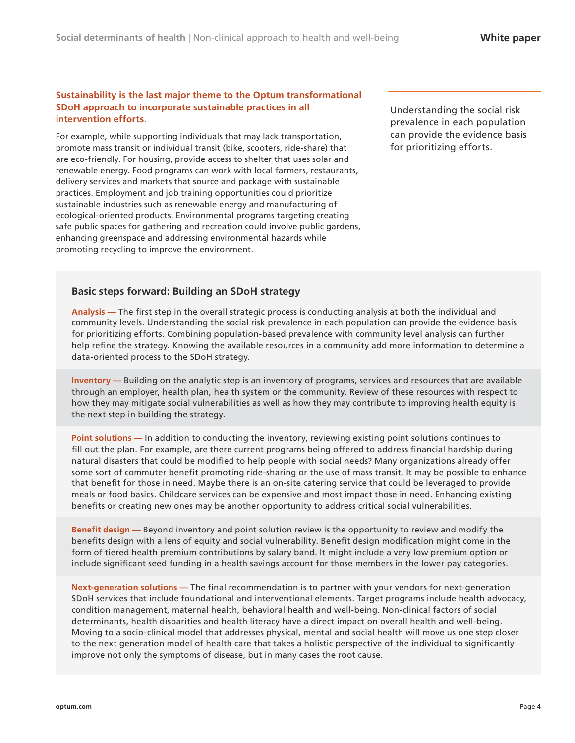**Sustainability is the last major theme to the Optum transformational SDoH approach to incorporate sustainable practices in all intervention efforts.**

For example, while supporting individuals that may lack transportation, promote mass transit or individual transit (bike, scooters, ride-share) that are eco-friendly. For housing, provide access to shelter that uses solar and renewable energy. Food programs can work with local farmers, restaurants, delivery services and markets that source and package with sustainable practices. Employment and job training opportunities could prioritize sustainable industries such as renewable energy and manufacturing of ecological-oriented products. Environmental programs targeting creating safe public spaces for gathering and recreation could involve public gardens, enhancing greenspace and addressing environmental hazards while promoting recycling to improve the environment.

> Understanding the social risk prevalence in each population can provide the evidence basis for prioritizing efforts.

### Basic steps forward: Building an SDoH strategy

**Analysis —** The first step in the overall strategic process is conducting analysis at both the individual and community levels. Understanding the social risk prevalence in each population can provide the evidence basis for prioritizing efforts. Combining population-based prevalence with community level analysis can further help refine the strategy. Knowing the available resources in a community add more information to determine a data-oriented process to the SDoH strategy.

**Inventory —** Building on the analytic step is an inventory of programs, services and resources that are available through an employer, health plan, health system or the community. Review of these resources with respect to how they may mitigate social vulnerabilities as well as how they may contribute to improving health equity is the next step in building the strategy.

**Point solutions —** In addition to conducting the inventory, reviewing existing point solutions continues to fill out the plan. For example, are there current programs being offered to address financial hardship during natural disasters that could be modified to help people with social needs? Many organizations already offer some sort of commuter benefit promoting ride-sharing or the use of mass transit. It may be possible to enhance that benefit for those in need. Maybe there is an on-site catering service that could be leveraged to provide meals or food basics. Childcare services can be expensive and most impact those in need. Enhancing existing benefits or creating new ones may be another opportunity to address critical social vulnerabilities.

**Benefit design —** Beyond inventory and point solution review is the opportunity to review and modify the benefits design with a lens of equity and social vulnerability. Benefit design modification might come in the form of tiered health premium contributions by salary band. It might include a very low premium option or include significant seed funding in a health savings account for those members in the lower pay categories.

**Next-generation solutions —** The final recommendation is to partner with your vendors for next-generation SDoH services that include foundational and interventional elements. Target programs include health advocacy, condition management, maternal health, behavioral health and well-being. Non-clinical factors of social determinants, health disparities and health literacy have a direct impact on overall health and well-being. Moving to a socio-clinical model that addresses physical, mental and social health will move us one step closer to the next generation model of health care that takes a holistic perspective of the individual to significantly improve not only the symptoms of disease, but in many cases the root cause.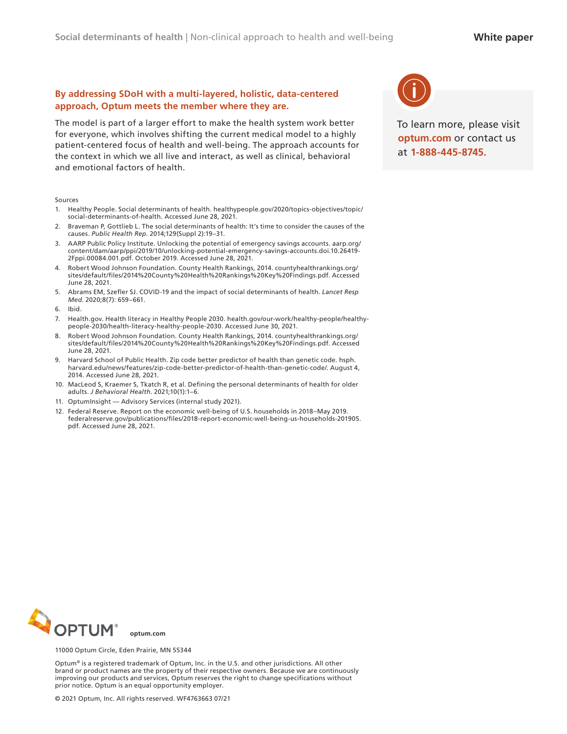**By addressing SDoH with a multi-layered, holistic, data-centered approach, Optum meets the member where they are.**

The model is part of a larger effort to make the health system work better for everyone, which involves shifting the current medical model to a highly patient-centered focus of health and well-being. The approach accounts for the context in which we all live and interact, as well as clinical, behavioral and emotional factors of health.

To learn more, please visit **optum.com** or contact us at **1-888-445-8745.**

Sources

1. Healthy People. Social determinants of health. healthypeople.gov/2020/topics-objectives/topic/social-determinants-of-health. Accessed June 28, 2021.
2. Braveman P, Gottlieb L. The social determinants of health: It's time to consider the causes of the causes. *Public Health Rep.* 2014;129(Suppl 2):19–31.
3. AARP Public Policy Institute. Unlocking the potential of emergency savings accounts. aarp.org/content/dam/aarp/ppi/2019/10/unlocking-potential-emergency-savings-accounts.doi.10.26419-2Fppi.00084.001.pdf. October 2019. Accessed June 28, 2021.
4. Robert Wood Johnson Foundation. County Health Rankings, 2014. countyhealthrankings.org/sites/default/files/2014%20County%20Health%20Rankings%20Key%20Findings.pdf. Accessed June 28, 2021.
5. Abrams EM, Szefler SJ. COVID-19 and the impact of social determinants of health. *Lancet Resp Med.* 2020;8(7): 659–661.
6. Ibid.
7. Health.gov. Health literacy in Healthy People 2030. health.gov/our-work/healthy-people/healthy-people-2030/health-literacy-healthy-people-2030. Accessed June 30, 2021.
8. Robert Wood Johnson Foundation. County Health Rankings, 2014. countyhealthrankings.org/sites/default/files/2014%20County%20Health%20Rankings%20Key%20Findings.pdf. Accessed June 28, 2021.
9. Harvard School of Public Health. Zip code better predictor of health than genetic code. hsph.harvard.edu/news/features/zip-code-better-predictor-of-health-than-genetic-code/. August 4, 2014. Accessed June 28, 2021.
10. MacLeod S, Kraemer S, Tkatch R, et al. Defining the personal determinants of health for older adults. *J Behavioral Health.* 2021;10(1):1–6.
11. OptumInsight — Advisory Services (internal study 2021).
12. Federal Reserve. Report on the economic well-being of U.S. households in 2018–May 2019. federalreserve.gov/publications/files/2018-report-economic-well-being-us-households-201905.pdf. Accessed June 28, 2021.

OPTUM® **optum.com**

11000 Optum Circle, Eden Prairie, MN 55344

Optum® is a registered trademark of Optum, Inc. in the U.S. and other jurisdictions. All other brand or product names are the property of their respective owners. Because we are continuously improving our products and services, Optum reserves the right to change specifications without prior notice. Optum is an equal opportunity employer.

© 2021 Optum, Inc. All rights reserved. WF4763663 07/21